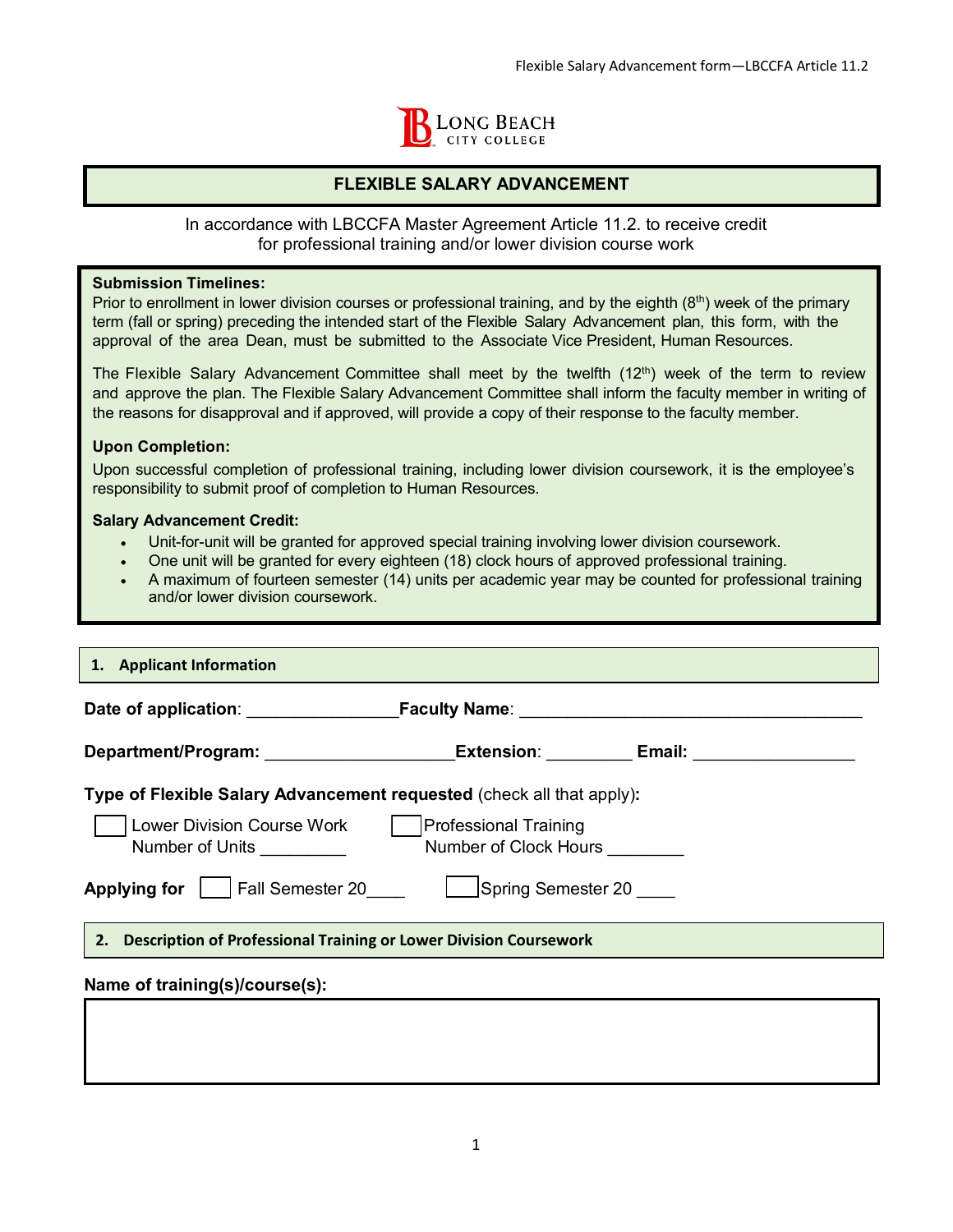LONG BEACH CITY COLLEGE

# FLEXIBLE SALARY ADVANCEMENT

In accordance with LBCCFA Master Agreement Article 11.2. to receive credit for professional training and/or lower division course work

**Submission Timelines:**
Prior to enrollment in lower division courses or professional training, and by the eighth (8th) week of the primary term (fall or spring) preceding the intended start of the Flexible Salary Advancement plan, this form, with the approval of the area Dean, must be submitted to the Associate Vice President, Human Resources.

The Flexible Salary Advancement Committee shall meet by the twelfth (12th) week of the term to review and approve the plan. The Flexible Salary Advancement Committee shall inform the faculty member in writing of the reasons for disapproval and if approved, will provide a copy of their response to the faculty member.

**Upon Completion:**
Upon successful completion of professional training, including lower division coursework, it is the employee's responsibility to submit proof of completion to Human Resources.

**Salary Advancement Credit:**

- Unit-for-unit will be granted for approved special training involving lower division coursework.
- One unit will be granted for every eighteen (18) clock hours of approved professional training.
- A maximum of fourteen semester (14) units per academic year may be counted for professional training and/or lower division coursework.

## 1. Applicant Information

**Date of application**: ________________ **Faculty Name**: ____________________________________

**Department/Program:** ____________________ **Extension**: _________ **Email:** _________________

**Type of Flexible Salary Advancement requested** (check all that apply)**:**

☐ Lower Division Course Work
Number of Units _________

☐ Professional Training
Number of Clock Hours ________

**Applying for** ☐ Fall Semester 20____ ☐ Spring Semester 20 ____

## 2. Description of Professional Training or Lower Division Coursework

**Name of training(s)/course(s):**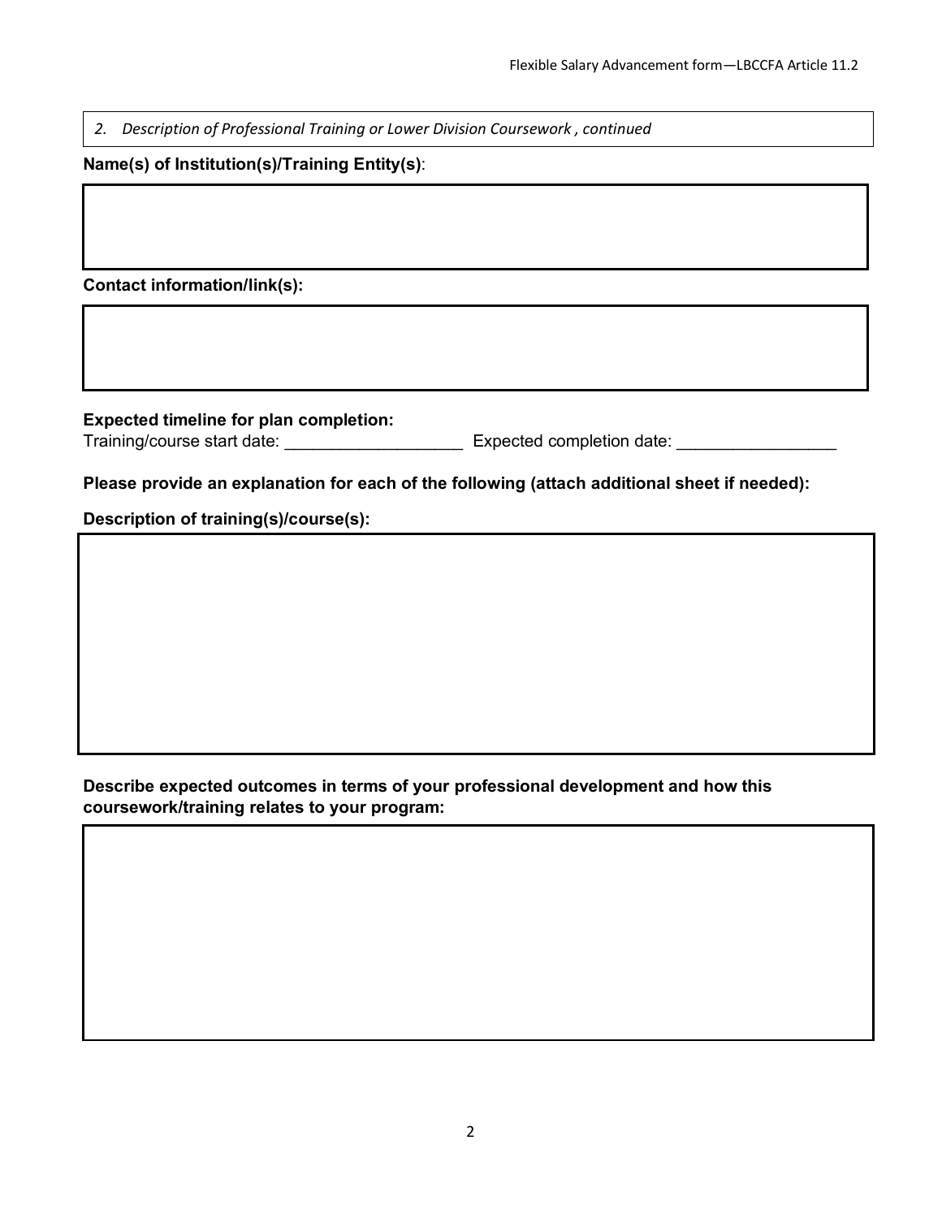*2. Description of Professional Training or Lower Division Coursework , continued*

**Name(s) of Institution(s)/Training Entity(s)**:

**Contact information/link(s):**

**Expected timeline for plan completion:**

Training/course start date: ___________________ Expected completion date: _________________

**Please provide an explanation for each of the following (attach additional sheet if needed):**

**Description of training(s)/course(s):**

**Describe expected outcomes in terms of your professional development and how this coursework/training relates to your program:**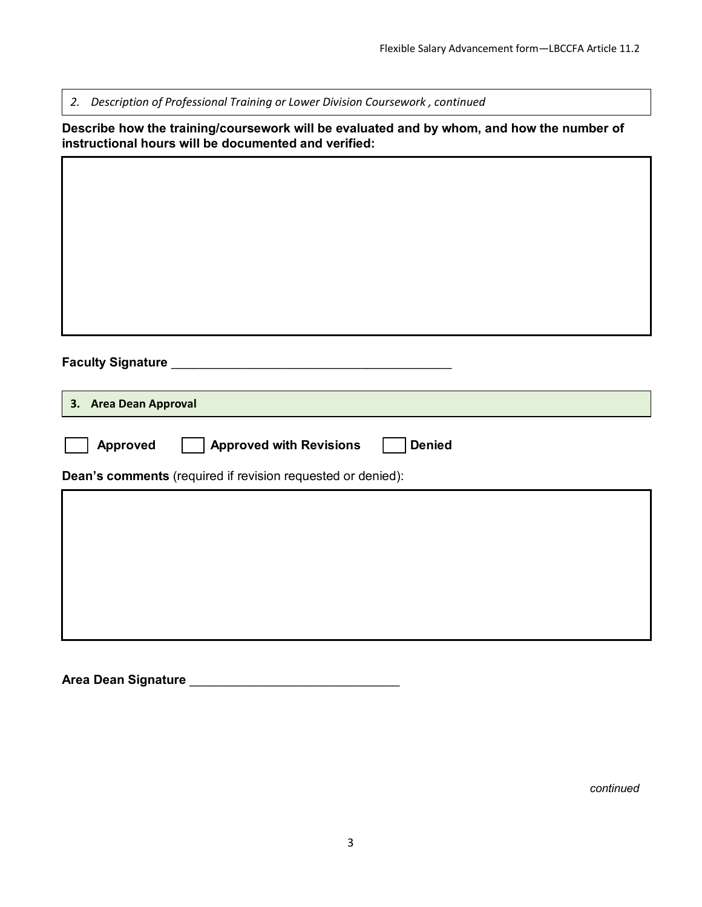*2. Description of Professional Training or Lower Division Coursework , continued*

**Describe how the training/coursework will be evaluated and by whom, and how the number of instructional hours will be documented and verified:**

&nbsp;

**Faculty Signature** ________________________________________

## 3. Area Dean Approval

☐ **Approved** ☐ **Approved with Revisions** ☐ **Denied**

**Dean's comments** (required if revision requested or denied):

&nbsp;

**Area Dean Signature** ______________________________

*continued*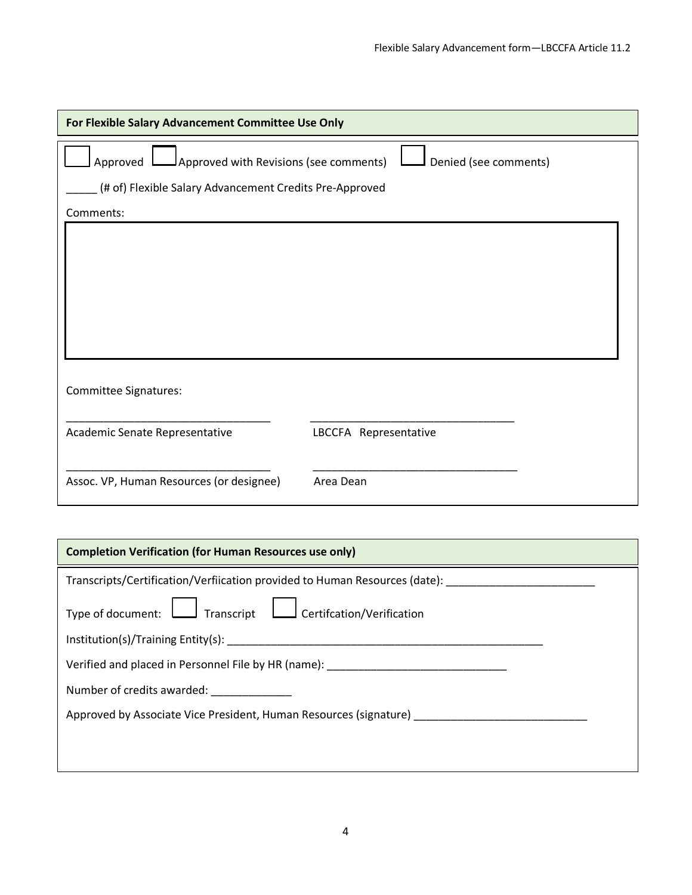**For Flexible Salary Advancement Committee Use Only**

☐ Approved ☐ Approved with Revisions (see comments) ☐ Denied (see comments)

_____ (# of) Flexible Salary Advancement Credits Pre-Approved

Comments:

Committee Signatures:

_________________________________ Academic Senate Representative

_________________________________ LBCCFA Representative

_________________________________ Assoc. VP, Human Resources (or designee)

_________________________________ Area Dean

**Completion Verification (for Human Resources use only)**

Transcripts/Certification/Verfiication provided to Human Resources (date): ________________________

Type of document: ☐ Transcript ☐ Certifcation/Verification

Institution(s)/Training Entity(s): ____________________________________________________

Verified and placed in Personnel File by HR (name): ____________________________

Number of credits awarded: _____________

Approved by Associate Vice President, Human Resources (signature) ___________________________